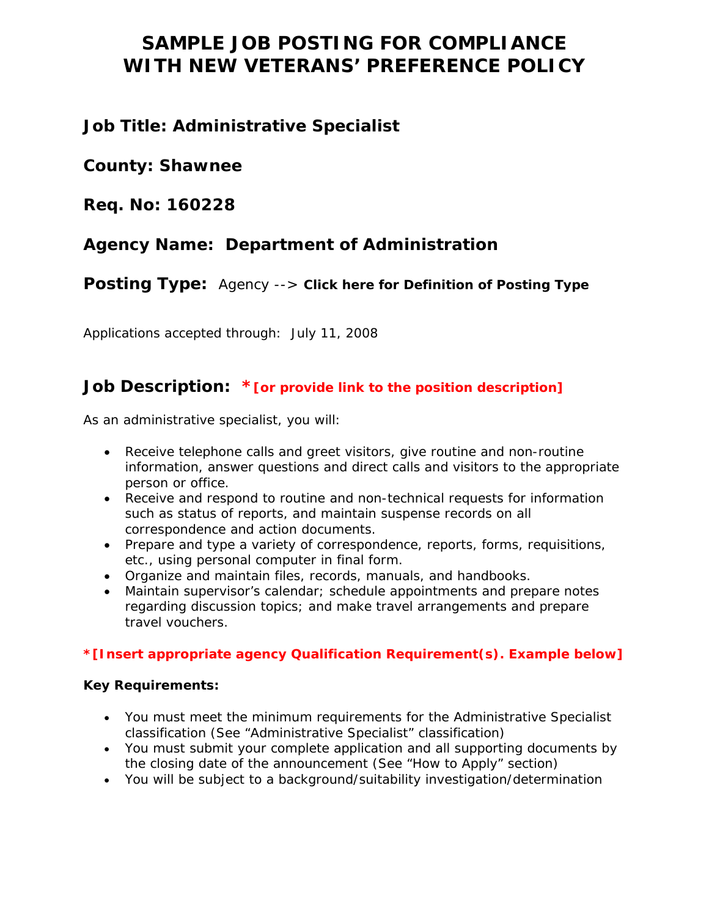# SAMPLE JOB POSTING FOR COMPLIANCE WITH NEW VETERANS' PREFERENCE POLICY

## Job Title: Administrative Specialist

## County: Shawnee

## Req. No: 160228

## Agency Name: Department of Administration

## Posting Type: Agency --> **Click here for Definition of Posting Type**

Applications accepted through: July 11, 2008

## Job Description: *[or provide link to the position description]

As an administrative specialist, you will:

- Receive telephone calls and greet visitors, give routine and non-routine information, answer questions and direct calls and visitors to the appropriate person or office.
- Receive and respond to routine and non-technical requests for information such as status of reports, and maintain suspense records on all correspondence and action documents.
- Prepare and type a variety of correspondence, reports, forms, requisitions, etc., using personal computer in final form.
- Organize and maintain files, records, manuals, and handbooks.
- Maintain supervisor's calendar; schedule appointments and prepare notes regarding discussion topics; and make travel arrangements and prepare travel vouchers.

**\*[Insert appropriate agency Qualification Requirement(s). Example below]**

**Key Requirements:**

- You must meet the minimum requirements for the Administrative Specialist classification (See "Administrative Specialist" classification)
- You must submit your complete application and all supporting documents by the closing date of the announcement (See "How to Apply" section)
- You will be subject to a background/suitability investigation/determination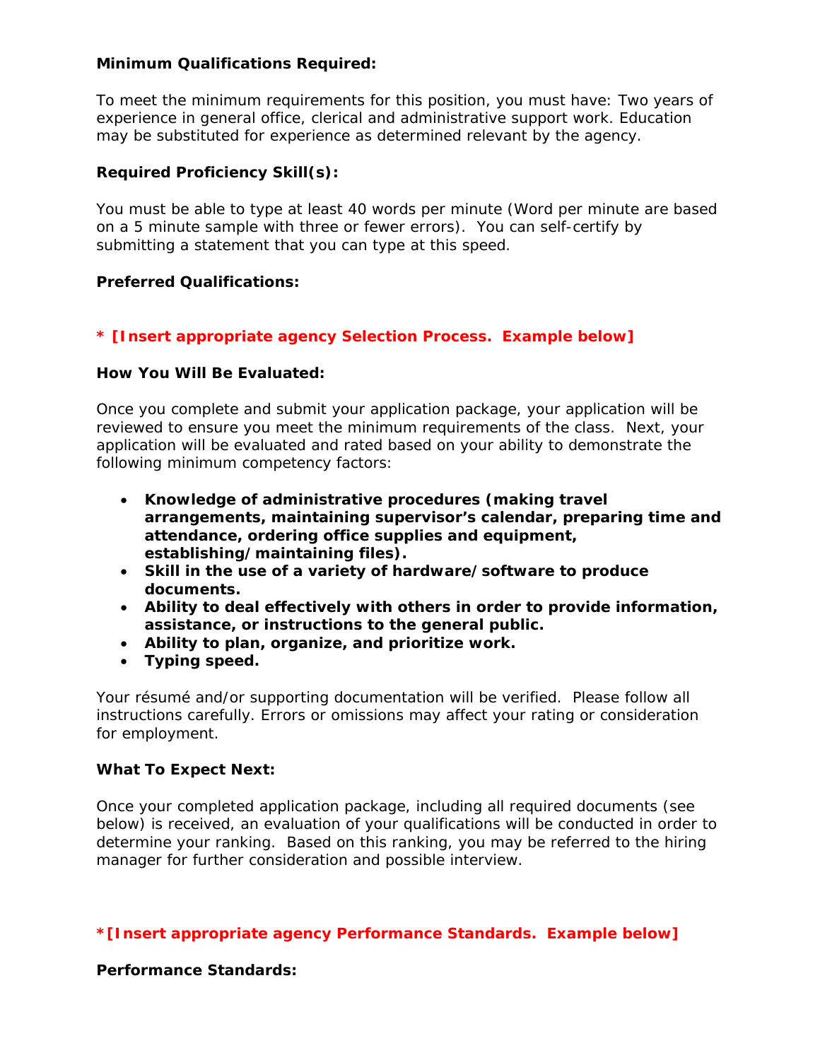**Minimum Qualifications Required:**

To meet the minimum requirements for this position, you must have: Two years of experience in general office, clerical and administrative support work. Education may be substituted for experience as determined relevant by the agency.

**Required Proficiency Skill(s):**

You must be able to type at least 40 words per minute (Word per minute are based on a 5 minute sample with three or fewer errors). You can self-certify by submitting a statement that you can type at this speed.

**Preferred Qualifications:**

**\* [Insert appropriate agency Selection Process. Example below]**

**How You Will Be Evaluated:**

Once you complete and submit your application package, your application will be reviewed to ensure you meet the minimum requirements of the class. Next, your application will be evaluated and rated based on your ability to demonstrate the following minimum competency factors:

- **Knowledge of administrative procedures (making travel arrangements, maintaining supervisor's calendar, preparing time and attendance, ordering office supplies and equipment, establishing/maintaining files).**
- **Skill in the use of a variety of hardware/software to produce documents.**
- **Ability to deal effectively with others in order to provide information, assistance, or instructions to the general public.**
- **Ability to plan, organize, and prioritize work.**
- **Typing speed.**

Your résumé and/or supporting documentation will be verified. Please follow all instructions carefully. Errors or omissions may affect your rating or consideration for employment.

**What To Expect Next:**

Once your completed application package, including all required documents (see below) is received, an evaluation of your qualifications will be conducted in order to determine your ranking. Based on this ranking, you may be referred to the hiring manager for further consideration and possible interview.

**\*[Insert appropriate agency Performance Standards. Example below]**

**Performance Standards:**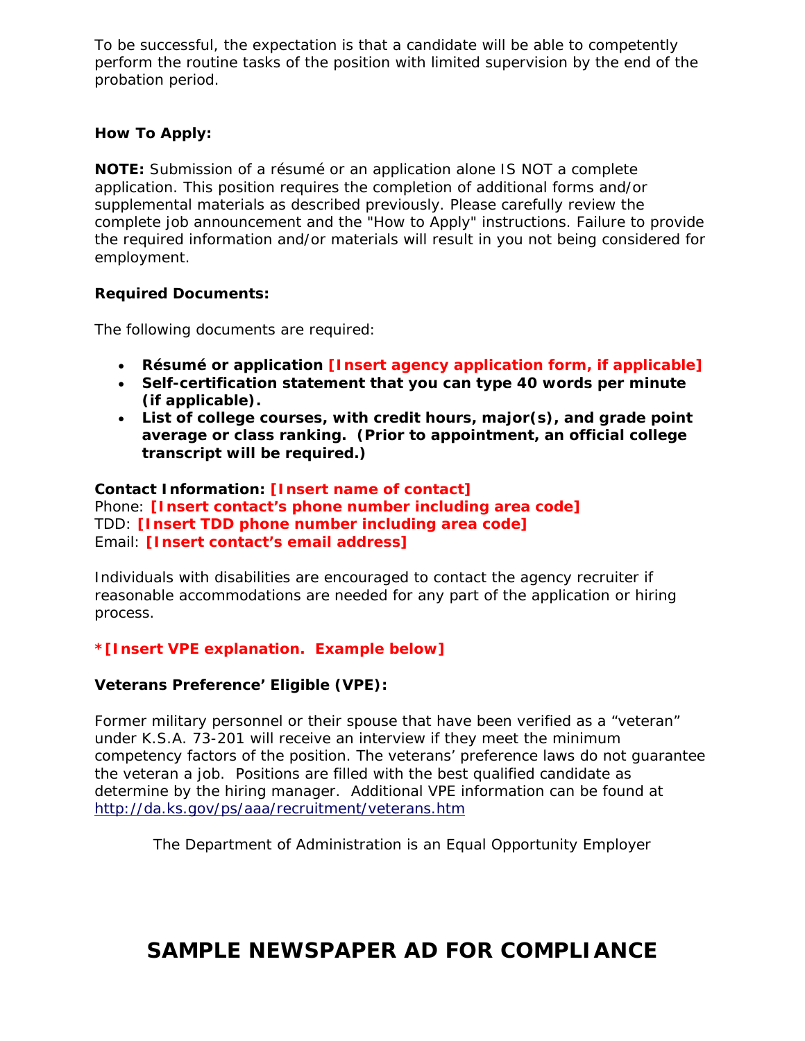To be successful, the expectation is that a candidate will be able to competently perform the routine tasks of the position with limited supervision by the end of the probation period.

**How To Apply:**

**NOTE:** Submission of a résumé or an application alone IS NOT a complete application. This position requires the completion of additional forms and/or supplemental materials as described previously. Please carefully review the complete job announcement and the "How to Apply" instructions. Failure to provide the required information and/or materials will result in you not being considered for employment.

**Required Documents:**

The following documents are required:

- **Résumé or application [Insert agency application form, if applicable]**
- **Self-certification statement that you can type 40 words per minute (if applicable).**
- **List of college courses, with credit hours, major(s), and grade point average or class ranking. (Prior to appointment, an official college transcript will be required.)**

**Contact Information: [Insert name of contact]**
Phone: **[Insert contact's phone number including area code]**
TDD: **[Insert TDD phone number including area code]**
Email: **[Insert contact's email address]**

Individuals with disabilities are encouraged to contact the agency recruiter if reasonable accommodations are needed for any part of the application or hiring process.

**\*[Insert VPE explanation. Example below]**

**Veterans Preference' Eligible (VPE):**

Former military personnel or their spouse that have been verified as a "veteran" under K.S.A. 73-201 will receive an interview if they meet the minimum competency factors of the position. The veterans' preference laws do not guarantee the veteran a job. Positions are filled with the best qualified candidate as determine by the hiring manager. Additional VPE information can be found at http://da.ks.gov/ps/aaa/recruitment/veterans.htm

The Department of Administration is an Equal Opportunity Employer

# SAMPLE NEWSPAPER AD FOR COMPLIANCE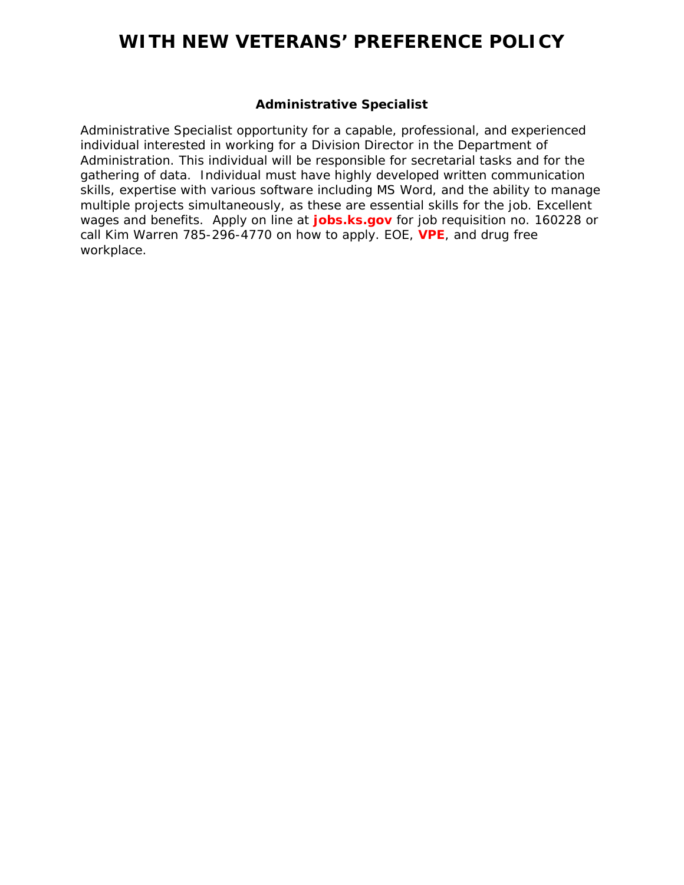# WITH NEW VETERANS' PREFERENCE POLICY

### Administrative Specialist

Administrative Specialist opportunity for a capable, professional, and experienced individual interested in working for a Division Director in the Department of Administration. This individual will be responsible for secretarial tasks and for the gathering of data. Individual must have highly developed written communication skills, expertise with various software including MS Word, and the ability to manage multiple projects simultaneously, as these are essential skills for the job. Excellent wages and benefits. Apply on line at **jobs.ks.gov** for job requisition no. 160228 or call Kim Warren 785-296-4770 on how to apply. EOE, **VPE**, and drug free workplace.